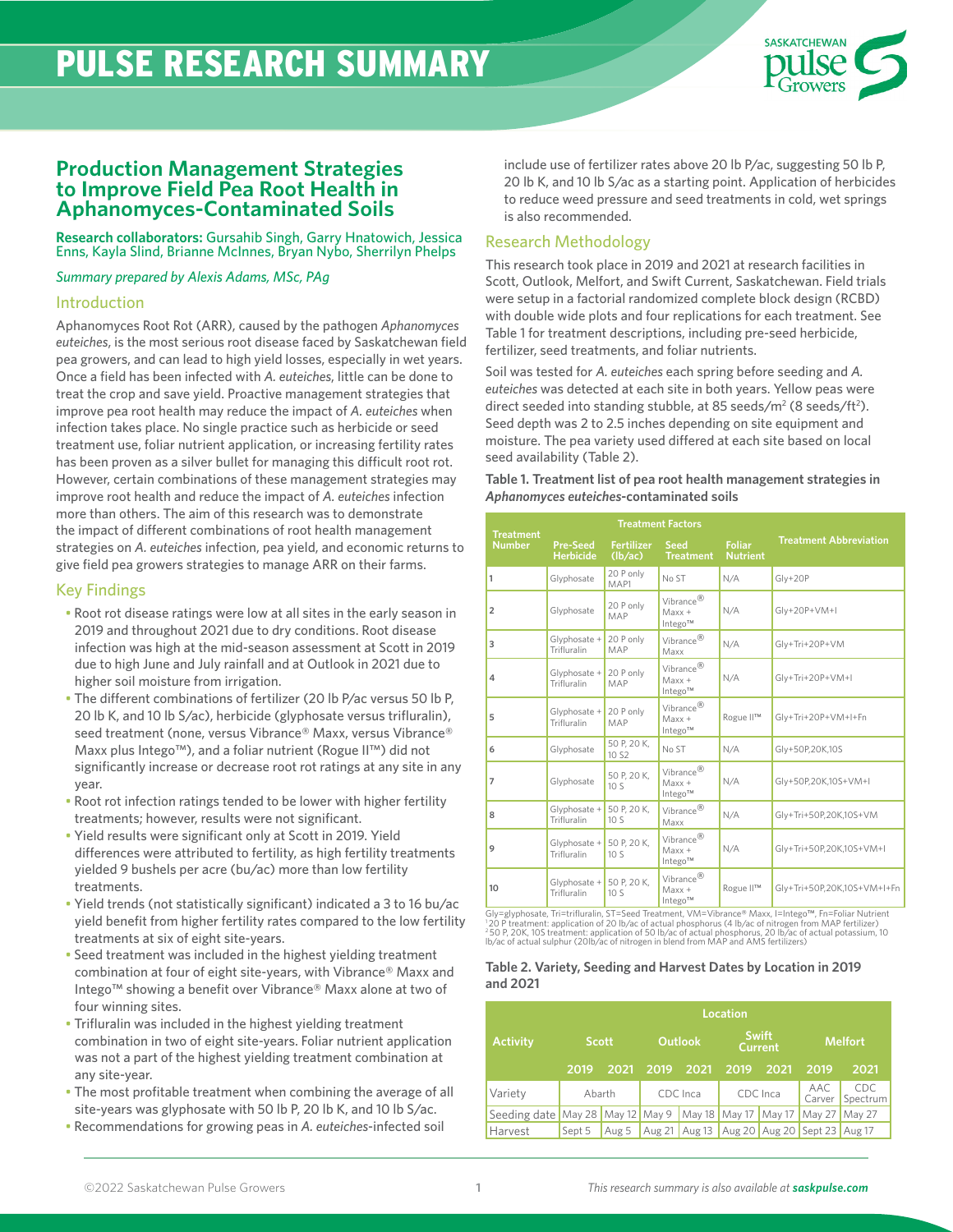# PULSE RESEARCH SUMMARY

## Production Management Strategies to Improve Field Pea Root Health in Aphanomyces-Contaminated Soils

**Research collaborators:** Gursahib Singh, Garry Hnatowich, Jessica Enns, Kayla Slind, Brianne McInnes, Bryan Nybo, Sherrilyn Phelps

*Summary prepared by Alexis Adams, MSc, PAg*

### Introduction

Aphanomyces Root Rot (ARR), caused by the pathogen *Aphanomyces euteiches*, is the most serious root disease faced by Saskatchewan field pea growers, and can lead to high yield losses, especially in wet years. Once a field has been infected with *A. euteiches*, little can be done to treat the crop and save yield. Proactive management strategies that improve pea root health may reduce the impact of *A. euteiches* when infection takes place. No single practice such as herbicide or seed treatment use, foliar nutrient application, or increasing fertility rates has been proven as a silver bullet for managing this difficult root rot. However, certain combinations of these management strategies may improve root health and reduce the impact of *A. euteiches* infection more than others. The aim of this research was to demonstrate the impact of different combinations of root health management strategies on *A. euteiches* infection, pea yield, and economic returns to give field pea growers strategies to manage ARR on their farms.

### Key Findings

- Root rot disease ratings were low at all sites in the early season in 2019 and throughout 2021 due to dry conditions. Root disease infection was high at the mid-season assessment at Scott in 2019 due to high June and July rainfall and at Outlook in 2021 due to higher soil moisture from irrigation.
- The different combinations of fertilizer (20 lb P/ac versus 50 lb P, 20 lb K, and 10 lb S/ac), herbicide (glyphosate versus trifluralin), seed treatment (none, versus Vibrance® Maxx, versus Vibrance® Maxx plus Intego™), and a foliar nutrient (Rogue II™) did not significantly increase or decrease root rot ratings at any site in any year.
- Root rot infection ratings tended to be lower with higher fertility treatments; however, results were not significant.
- Yield results were significant only at Scott in 2019. Yield differences were attributed to fertility, as high fertility treatments yielded 9 bushels per acre (bu/ac) more than low fertility treatments.
- Yield trends (not statistically significant) indicated a 3 to 16 bu/ac yield benefit from higher fertility rates compared to the low fertility treatments at six of eight site-years.
- Seed treatment was included in the highest yielding treatment combination at four of eight site-years, with Vibrance® Maxx and Intego™ showing a benefit over Vibrance® Maxx alone at two of four winning sites.
- Trifluralin was included in the highest yielding treatment combination in two of eight site-years. Foliar nutrient application was not a part of the highest yielding treatment combination at any site-year.
- The most profitable treatment when combining the average of all site-years was glyphosate with 50 lb P, 20 lb K, and 10 lb S/ac.
- Recommendations for growing peas in *A. euteiches*-infected soil include use of fertilizer rates above 20 lb P/ac, suggesting 50 lb P, 20 lb K, and 10 lb S/ac as a starting point. Application of herbicides to reduce weed pressure and seed treatments in cold, wet springs is also recommended.

### Research Methodology

This research took place in 2019 and 2021 at research facilities in Scott, Outlook, Melfort, and Swift Current, Saskatchewan. Field trials were setup in a factorial randomized complete block design (RCBD) with double wide plots and four replications for each treatment. See Table 1 for treatment descriptions, including pre-seed herbicide, fertilizer, seed treatments, and foliar nutrients.

Soil was tested for *A. euteiches* each spring before seeding and *A. euteiches* was detected at each site in both years. Yellow peas were direct seeded into standing stubble, at 85 seeds/m$^2$ (8 seeds/ft$^2$). Seed depth was 2 to 2.5 inches depending on site equipment and moisture. The pea variety used differed at each site based on local seed availability (Table 2).

**Table 1. Treatment list of pea root health management strategies in *Aphanomyces euteiches*-contaminated soils**

| Treatment Number | Treatment Factors | | | | Treatment Abbreviation |
|---|---|---|---|---|---|
| | Pre-Seed Herbicide | Fertilizer (lb/ac) | Seed Treatment | Foliar Nutrient | |
| 1 | Glyphosate | 20 P only MAP1 | No ST | N/A | Gly+20P |
| 2 | Glyphosate | 20 P only MAP | Vibrance® Maxx + Intego™ | N/A | Gly+20P+VM+I |
| 3 | Glyphosate + Trifluralin | 20 P only MAP | Vibrance® Maxx | N/A | Gly+Tri+20P+VM |
| 4 | Glyphosate + Trifluralin | 20 P only MAP | Vibrance® Maxx + Intego™ | N/A | Gly+Tri+20P+VM+I |
| 5 | Glyphosate + Trifluralin | 20 P only MAP | Vibrance® Maxx + Intego™ | Rogue II™ | Gly+Tri+20P+VM+I+Fn |
| 6 | Glyphosate | 50 P, 20 K, 10 S2 | No ST | N/A | Gly+50P,20K,10S |
| 7 | Glyphosate | 50 P, 20 K, 10 S | Vibrance® Maxx + Intego™ | N/A | Gly+50P,20K,10S+VM+I |
| 8 | Glyphosate + Trifluralin | 50 P, 20 K, 10 S | Vibrance® Maxx | N/A | Gly+Tri+50P,20K,10S+VM |
| 9 | Glyphosate + Trifluralin | 50 P, 20 K, 10 S | Vibrance® Maxx + Intego™ | N/A | Gly+Tri+50P,20K,10S+VM+I |
| 10 | Glyphosate + Trifluralin | 50 P, 20 K, 10 S | Vibrance® Maxx + Intego™ | Rogue II™ | Gly+Tri+50P,20K,10S+VM+I+Fn |

Gly=glyphosate, Tri=trifluralin, ST=Seed Treatment, VM=Vibrance® Maxx, I=Intego™, Fn=Foliar Nutrient
[1] 20 P treatment: application of 20 lb/ac of actual phosphorus (4 lb/ac of nitrogen from MAP fertilizer)
[2] 50 P, 20K, 10S treatment: application of 50 lb/ac of actual phosphorus, 20 lb/ac of actual potassium, 10 lb/ac of actual sulphur (20lb/ac of nitrogen in blend from MAP and AMS fertilizers)

**Table 2. Variety, Seeding and Harvest Dates by Location in 2019 and 2021**

| Activity | Location | | | | | | | |
|---|---|---|---|---|---|---|---|---|
| | Scott | | Outlook | | Swift Current | | Melfort | |
| | 2019 | 2021 | 2019 | 2021 | 2019 | 2021 | 2019 | 2021 |
| Variety | Abarth | | CDC Inca | | CDC Inca | | AAC Carver | CDC Spectrum |
| Seeding date | May 28 | May 12 | May 9 | May 18 | May 17 | May 17 | May 27 | May 27 |
| Harvest | Sept 5 | Aug 5 | Aug 21 | Aug 13 | Aug 20 | Aug 20 | Sept 23 | Aug 17 |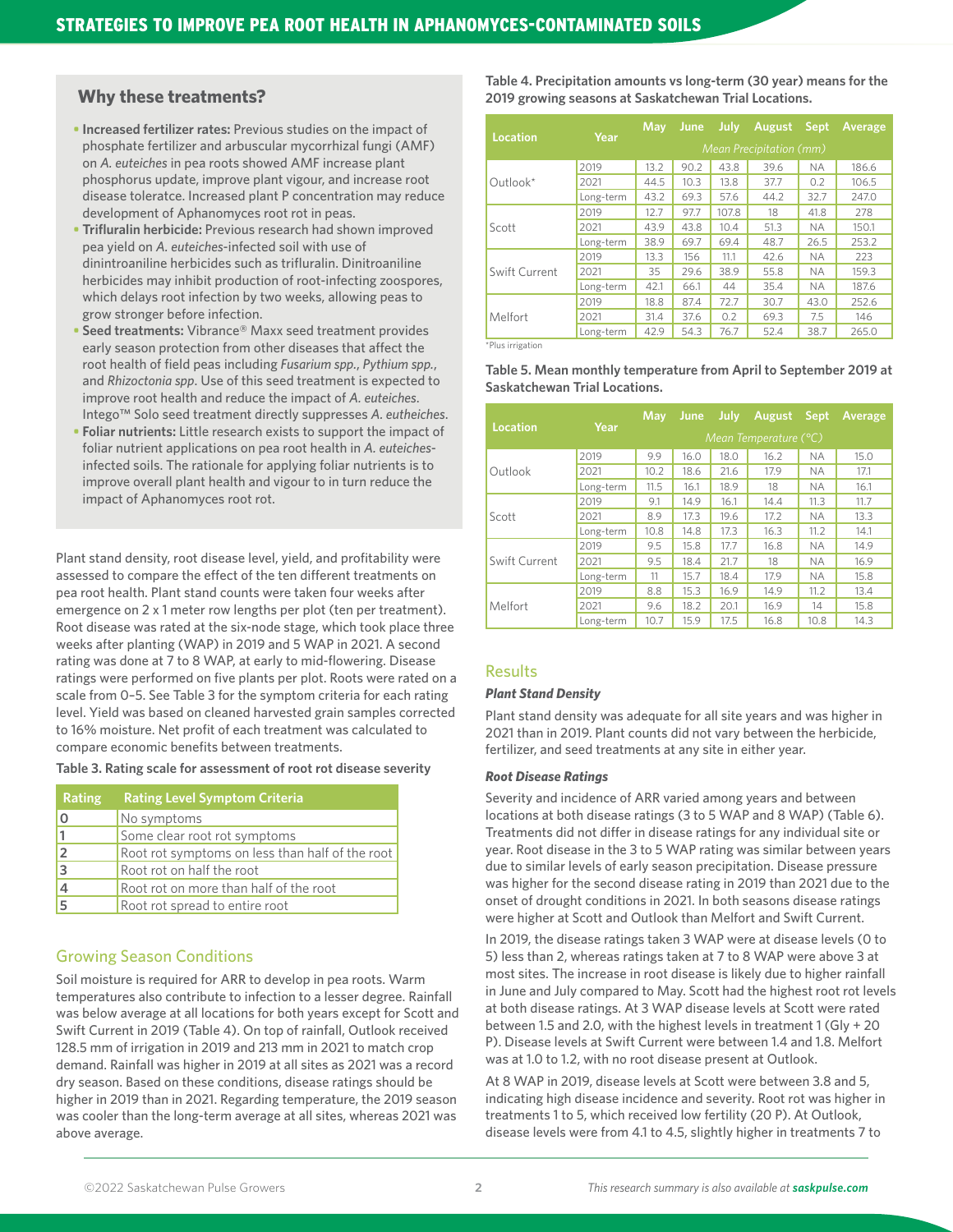## Why these treatments?

- **Increased fertilizer rates:** Previous studies on the impact of phosphate fertilizer and arbuscular mycorrhizal fungi (AMF) on *A. euteiches* in pea roots showed AMF increase plant phosphorus update, improve plant vigour, and increase root disease toleratce. Increased plant P concentration may reduce development of Aphanomyces root rot in peas.
- **Trifluralin herbicide:** Previous research had shown improved pea yield on *A. euteiches*-infected soil with use of dinintroaniline herbicides such as trifluralin. Dinitroaniline herbicides may inhibit production of root-infecting zoospores, which delays root infection by two weeks, allowing peas to grow stronger before infection.
- **Seed treatments:** Vibrance® Maxx seed treatment provides early season protection from other diseases that affect the root health of field peas including *Fusarium spp.*, *Pythium spp.*, and *Rhizoctonia spp*. Use of this seed treatment is expected to improve root health and reduce the impact of *A. euteiches*. Intego™ Solo seed treatment directly suppresses *A. eutheiches*.
- **Foliar nutrients:** Little research exists to support the impact of foliar nutrient applications on pea root health in *A. euteiches*-infected soils. The rationale for applying foliar nutrients is to improve overall plant health and vigour to in turn reduce the impact of Aphanomyces root rot.

Plant stand density, root disease level, yield, and profitability were assessed to compare the effect of the ten different treatments on pea root health. Plant stand counts were taken four weeks after emergence on 2 x 1 meter row lengths per plot (ten per treatment). Root disease was rated at the six-node stage, which took place three weeks after planting (WAP) in 2019 and 5 WAP in 2021. A second rating was done at 7 to 8 WAP, at early to mid-flowering. Disease ratings were performed on five plants per plot. Roots were rated on a scale from 0–5. See Table 3 for the symptom criteria for each rating level. Yield was based on cleaned harvested grain samples corrected to 16% moisture. Net profit of each treatment was calculated to compare economic benefits between treatments.

**Table 3. Rating scale for assessment of root rot disease severity**

| Rating | Rating Level Symptom Criteria |
|---|---|
| 0 | No symptoms |
| 1 | Some clear root rot symptoms |
| 2 | Root rot symptoms on less than half of the root |
| 3 | Root rot on half the root |
| 4 | Root rot on more than half of the root |
| 5 | Root rot spread to entire root |

## Growing Season Conditions

Soil moisture is required for ARR to develop in pea roots. Warm temperatures also contribute to infection to a lesser degree. Rainfall was below average at all locations for both years except for Scott and Swift Current in 2019 (Table 4). On top of rainfall, Outlook received 128.5 mm of irrigation in 2019 and 213 mm in 2021 to match crop demand. Rainfall was higher in 2019 at all sites as 2021 was a record dry season. Based on these conditions, disease ratings should be higher in 2019 than in 2021. Regarding temperature, the 2019 season was cooler than the long-term average at all sites, whereas 2021 was above average.

**Table 4. Precipitation amounts vs long-term (30 year) means for the 2019 growing seasons at Saskatchewan Trial Locations.**

| Location | Year | May | June | July | August | Sept | Average |
|---|---|---|---|---|---|---|---|
| | | Mean Precipitation (mm) | | | | | |
| Outlook* | 2019 | 13.2 | 90.2 | 43.8 | 39.6 | NA | 186.6 |
| | 2021 | 44.5 | 10.3 | 13.8 | 37.7 | 0.2 | 106.5 |
| | Long-term | 43.2 | 69.3 | 57.6 | 44.2 | 32.7 | 247.0 |
| Scott | 2019 | 12.7 | 97.7 | 107.8 | 18 | 41.8 | 278 |
| | 2021 | 43.9 | 43.8 | 10.4 | 51.3 | NA | 150.1 |
| | Long-term | 38.9 | 69.7 | 69.4 | 48.7 | 26.5 | 253.2 |
| Swift Current | 2019 | 13.3 | 156 | 11.1 | 42.6 | NA | 223 |
| | 2021 | 35 | 29.6 | 38.9 | 55.8 | NA | 159.3 |
| | Long-term | 42.1 | 66.1 | 44 | 35.4 | NA | 187.6 |
| Melfort | 2019 | 18.8 | 87.4 | 72.7 | 30.7 | 43.0 | 252.6 |
| | 2021 | 31.4 | 37.6 | 0.2 | 69.3 | 7.5 | 146 |
| | Long-term | 42.9 | 54.3 | 76.7 | 52.4 | 38.7 | 265.0 |

*Plus irrigation

**Table 5. Mean monthly temperature from April to September 2019 at Saskatchewan Trial Locations.**

| Location | Year | May | June | July | August | Sept | Average |
|---|---|---|---|---|---|---|---|
| | | Mean Temperature (°C) | | | | | |
| Outlook | 2019 | 9.9 | 16.0 | 18.0 | 16.2 | NA | 15.0 |
| | 2021 | 10.2 | 18.6 | 21.6 | 17.9 | NA | 17.1 |
| | Long-term | 11.5 | 16.1 | 18.9 | 18 | NA | 16.1 |
| Scott | 2019 | 9.1 | 14.9 | 16.1 | 14.4 | 11.3 | 11.7 |
| | 2021 | 8.9 | 17.3 | 19.6 | 17.2 | NA | 13.3 |
| | Long-term | 10.8 | 14.8 | 17.3 | 16.3 | 11.2 | 14.1 |
| Swift Current | 2019 | 9.5 | 15.8 | 17.7 | 16.8 | NA | 14.9 |
| | 2021 | 9.5 | 18.4 | 21.7 | 18 | NA | 16.9 |
| | Long-term | 11 | 15.7 | 18.4 | 17.9 | NA | 15.8 |
| Melfort | 2019 | 8.8 | 15.3 | 16.9 | 14.9 | 11.2 | 13.4 |
| | 2021 | 9.6 | 18.2 | 20.1 | 16.9 | 14 | 15.8 |
| | Long-term | 10.7 | 15.9 | 17.5 | 16.8 | 10.8 | 14.3 |

## Results

### Plant Stand Density

Plant stand density was adequate for all site years and was higher in 2021 than in 2019. Plant counts did not vary between the herbicide, fertilizer, and seed treatments at any site in either year.

### Root Disease Ratings

Severity and incidence of ARR varied among years and between locations at both disease ratings (3 to 5 WAP and 8 WAP) (Table 6). Treatments did not differ in disease ratings for any individual site or year. Root disease in the 3 to 5 WAP rating was similar between years due to similar levels of early season precipitation. Disease pressure was higher for the second disease rating in 2019 than 2021 due to the onset of drought conditions in 2021. In both seasons disease ratings were higher at Scott and Outlook than Melfort and Swift Current.

In 2019, the disease ratings taken 3 WAP were at disease levels (0 to 5) less than 2, whereas ratings taken at 7 to 8 WAP were above 3 at most sites. The increase in root disease is likely due to higher rainfall in June and July compared to May. Scott had the highest root rot levels at both disease ratings. At 3 WAP disease levels at Scott were rated between 1.5 and 2.0, with the highest levels in treatment 1 (Gly + 20 P). Disease levels at Swift Current were between 1.4 and 1.8. Melfort was at 1.0 to 1.2, with no root disease present at Outlook.

At 8 WAP in 2019, disease levels at Scott were between 3.8 and 5, indicating high disease incidence and severity. Root rot was higher in treatments 1 to 5, which received low fertility (20 P). At Outlook, disease levels were from 4.1 to 4.5, slightly higher in treatments 7 to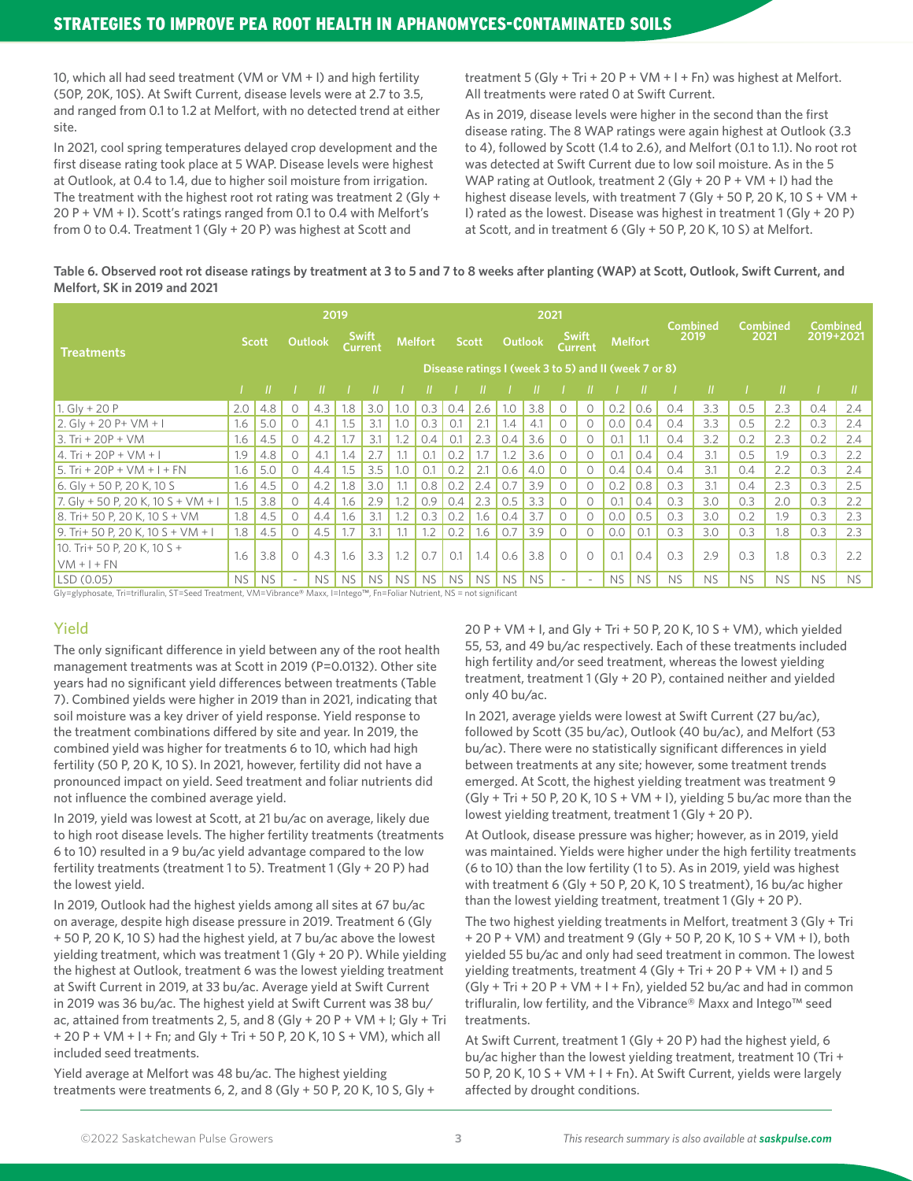10, which all had seed treatment (VM or VM + I) and high fertility (50P, 20K, 10S). At Swift Current, disease levels were at 2.7 to 3.5, and ranged from 0.1 to 1.2 at Melfort, with no detected trend at either site.

In 2021, cool spring temperatures delayed crop development and the first disease rating took place at 5 WAP. Disease levels were highest at Outlook, at 0.4 to 1.4, due to higher soil moisture from irrigation. The treatment with the highest root rot rating was treatment 2 (Gly + 20 P + VM + I). Scott's ratings ranged from 0.1 to 0.4 with Melfort's from 0 to 0.4. Treatment 1 (Gly + 20 P) was highest at Scott and treatment 5 (Gly + Tri + 20 P + VM + I + Fn) was highest at Melfort. All treatments were rated 0 at Swift Current.

As in 2019, disease levels were higher in the second than the first disease rating. The 8 WAP ratings were again highest at Outlook (3.3 to 4), followed by Scott (1.4 to 2.6), and Melfort (0.1 to 1.1). No root rot was detected at Swift Current due to low soil moisture. As in the 5 WAP rating at Outlook, treatment 2 (Gly + 20 P + VM + I) had the highest disease levels, with treatment 7 (Gly + 50 P, 20 K, 10 S + VM + I) rated as the lowest. Disease was highest in treatment 1 (Gly + 20 P) at Scott, and in treatment 6 (Gly + 50 P, 20 K, 10 S) at Melfort.

**Table 6. Observed root rot disease ratings by treatment at 3 to 5 and 7 to 8 weeks after planting (WAP) at Scott, Outlook, Swift Current, and Melfort, SK in 2019 and 2021**

| Treatments | 2019 | | | | | | | | 2021 | | | | | | | | Combined 2019 | | Combined 2021 | | Combined 2019+2021 | |
|---|---|---|---|---|---|---|---|---|---|---|---|---|---|---|---|---|---|---|---|---|---|---|
| | Scott | | Outlook | | Swift Current | | Melfort | | Scott | | Outlook | | Swift Current | | Melfort | | | | | | | |
| | Disease ratings I (week 3 to 5) and II (week 7 or 8) | | | | | | | | | | | | | | | | | | | | | |
| | I | II | I | II | I | II | I | II | I | II | I | II | I | II | I | II | I | II | I | II | I | II |
| 1. Gly + 20 P | 2.0 | 4.8 | 0 | 4.3 | 1.8 | 3.0 | 1.0 | 0.3 | 0.4 | 2.6 | 1.0 | 3.8 | 0 | 0 | 0.2 | 0.6 | 0.4 | 3.3 | 0.5 | 2.3 | 0.4 | 2.4 |
| 2. Gly + 20 P+ VM + I | 1.6 | 5.0 | 0 | 4.1 | 1.5 | 3.1 | 1.0 | 0.3 | 0.1 | 2.1 | 1.4 | 4.1 | 0 | 0 | 0.0 | 0.4 | 0.4 | 3.3 | 0.5 | 2.2 | 0.3 | 2.4 |
| 3. Tri + 20P + VM | 1.6 | 4.5 | 0 | 4.2 | 1.7 | 3.1 | 1.2 | 0.4 | 0.1 | 2.3 | 0.4 | 3.6 | 0 | 0 | 0.1 | 1.1 | 0.4 | 3.2 | 0.2 | 2.3 | 0.2 | 2.4 |
| 4. Tri + 20P + VM + I | 1.9 | 4.8 | 0 | 4.1 | 1.4 | 2.7 | 1.1 | 0.1 | 0.2 | 1.7 | 1.2 | 3.6 | 0 | 0 | 0.1 | 0.4 | 0.4 | 3.1 | 0.5 | 1.9 | 0.3 | 2.2 |
| 5. Tri + 20P + VM + I + FN | 1.6 | 5.0 | 0 | 4.4 | 1.5 | 3.5 | 1.0 | 0.1 | 0.2 | 2.1 | 0.6 | 4.0 | 0 | 0 | 0.4 | 0.4 | 0.4 | 3.1 | 0.4 | 2.2 | 0.3 | 2.4 |
| 6. Gly + 50 P, 20 K, 10 S | 1.6 | 4.5 | 0 | 4.2 | 1.8 | 3.0 | 1.1 | 0.8 | 0.2 | 2.4 | 0.7 | 3.9 | 0 | 0 | 0.2 | 0.8 | 0.3 | 3.1 | 0.4 | 2.3 | 0.3 | 2.5 |
| 7. Gly + 50 P, 20 K, 10 S + VM + I | 1.5 | 3.8 | 0 | 4.4 | 1.6 | 2.9 | 1.2 | 0.9 | 0.4 | 2.3 | 0.5 | 3.3 | 0 | 0 | 0.1 | 0.4 | 0.3 | 3.0 | 0.3 | 2.0 | 0.3 | 2.2 |
| 8. Tri+ 50 P, 20 K, 10 S + VM | 1.8 | 4.5 | 0 | 4.4 | 1.6 | 3.1 | 1.2 | 0.3 | 0.2 | 1.6 | 0.4 | 3.7 | 0 | 0 | 0.0 | 0.5 | 0.3 | 3.0 | 0.2 | 1.9 | 0.3 | 2.3 |
| 9. Tri+ 50 P, 20 K, 10 S + VM + I | 1.8 | 4.5 | 0 | 4.5 | 1.7 | 3.1 | 1.1 | 1.2 | 0.2 | 1.6 | 0.7 | 3.9 | 0 | 0 | 0.0 | 0.1 | 0.3 | 3.0 | 0.3 | 1.8 | 0.3 | 2.3 |
| 10. Tri+ 50 P, 20 K, 10 S + VM + I + FN | 1.6 | 3.8 | 0 | 4.3 | 1.6 | 3.3 | 1.2 | 0.7 | 0.1 | 1.4 | 0.6 | 3.8 | 0 | 0 | 0.1 | 0.4 | 0.3 | 2.9 | 0.3 | 1.8 | 0.3 | 2.2 |
| LSD (0.05) | NS | NS | - | NS | NS | NS | NS | NS | NS | NS | NS | NS | - | - | NS | NS | NS | NS | NS | NS | NS | NS |

Gly=glyphosate, Tri=trifluralin, ST=Seed Treatment, VM=Vibrance® Maxx, I=Intego™, Fn=Foliar Nutrient, NS = not significant

## Yield

The only significant difference in yield between any of the root health management treatments was at Scott in 2019 (P=0.0132). Other site years had no significant yield differences between treatments (Table 7). Combined yields were higher in 2019 than in 2021, indicating that soil moisture was a key driver of yield response. Yield response to the treatment combinations differed by site and year. In 2019, the combined yield was higher for treatments 6 to 10, which had high fertility (50 P, 20 K, 10 S). In 2021, however, fertility did not have a pronounced impact on yield. Seed treatment and foliar nutrients did not influence the combined average yield.

In 2019, yield was lowest at Scott, at 21 bu/ac on average, likely due to high root disease levels. The higher fertility treatments (treatments 6 to 10) resulted in a 9 bu/ac yield advantage compared to the low fertility treatments (treatment 1 to 5). Treatment 1 (Gly + 20 P) had the lowest yield.

In 2019, Outlook had the highest yields among all sites at 67 bu/ac on average, despite high disease pressure in 2019. Treatment 6 (Gly + 50 P, 20 K, 10 S) had the highest yield, at 7 bu/ac above the lowest yielding treatment, which was treatment 1 (Gly + 20 P). While yielding the highest at Outlook, treatment 6 was the lowest yielding treatment at Swift Current in 2019, at 33 bu/ac. Average yield at Swift Current in 2019 was 36 bu/ac. The highest yield at Swift Current was 38 bu/ac, attained from treatments 2, 5, and 8 (Gly + 20 P + VM + I; Gly + Tri + 20 P + VM + I + Fn; and Gly + Tri + 50 P, 20 K, 10 S + VM), which all included seed treatments.

Yield average at Melfort was 48 bu/ac. The highest yielding treatments were treatments 6, 2, and 8 (Gly + 50 P, 20 K, 10 S, Gly + 20 P + VM + I, and Gly + Tri + 50 P, 20 K, 10 S + VM), which yielded 55, 53, and 49 bu/ac respectively. Each of these treatments included high fertility and/or seed treatment, whereas the lowest yielding treatment, treatment 1 (Gly + 20 P), contained neither and yielded only 40 bu/ac.

In 2021, average yields were lowest at Swift Current (27 bu/ac), followed by Scott (35 bu/ac), Outlook (40 bu/ac), and Melfort (53 bu/ac). There were no statistically significant differences in yield between treatments at any site; however, some treatment trends emerged. At Scott, the highest yielding treatment was treatment 9 (Gly + Tri + 50 P, 20 K, 10 S + VM + I), yielding 5 bu/ac more than the lowest yielding treatment, treatment 1 (Gly + 20 P).

At Outlook, disease pressure was higher; however, as in 2019, yield was maintained. Yields were higher under the high fertility treatments (6 to 10) than the low fertility (1 to 5). As in 2019, yield was highest with treatment 6 (Gly + 50 P, 20 K, 10 S treatment), 16 bu/ac higher than the lowest yielding treatment, treatment 1 (Gly + 20 P).

The two highest yielding treatments in Melfort, treatment 3 (Gly + Tri + 20 P + VM) and treatment 9 (Gly + 50 P, 20 K, 10 S + VM + I), both yielded 55 bu/ac and only had seed treatment in common. The lowest yielding treatments, treatment 4 (Gly + Tri + 20 P + VM + I) and 5 (Gly + Tri + 20 P + VM + I + Fn), yielded 52 bu/ac and had in common trifluralin, low fertility, and the Vibrance® Maxx and Intego™ seed treatments.

At Swift Current, treatment 1 (Gly + 20 P) had the highest yield, 6 bu/ac higher than the lowest yielding treatment, treatment 10 (Tri + 50 P, 20 K, 10 S + VM + I + Fn). At Swift Current, yields were largely affected by drought conditions.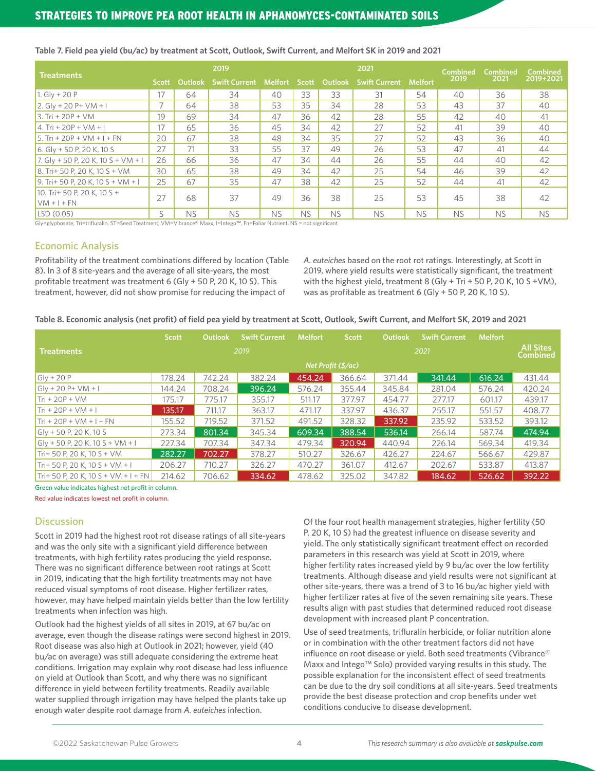## STRATEGIES TO IMPROVE PEA ROOT HEALTH IN APHANOMYCES-CONTAMINATED SOILS

**Table 7. Field pea yield (bu/ac) by treatment at Scott, Outlook, Swift Current, and Melfort SK in 2019 and 2021**

| Treatments | 2019 | | | | 2021 | | | | Combined 2019 | Combined 2021 | Combined 2019+2021 |
|---|---|---|---|---|---|---|---|---|---|---|---|
| | Scott | Outlook | Swift Current | Melfort | Scott | Outlook | Swift Current | Melfort | | | |
| 1. Gly + 20 P | 17 | 64 | 34 | 40 | 33 | 33 | 31 | 54 | 40 | 36 | 38 |
| 2. Gly + 20 P+ VM + I | 7 | 64 | 38 | 53 | 35 | 34 | 28 | 53 | 43 | 37 | 40 |
| 3. Tri + 20P + VM | 19 | 69 | 34 | 47 | 36 | 42 | 28 | 55 | 42 | 40 | 41 |
| 4. Tri + 20P + VM + I | 17 | 65 | 36 | 45 | 34 | 42 | 27 | 52 | 41 | 39 | 40 |
| 5. Tri + 20P + VM + I + FN | 20 | 67 | 38 | 48 | 34 | 35 | 27 | 52 | 43 | 36 | 40 |
| 6. Gly + 50 P, 20 K, 10 S | 27 | 71 | 33 | 55 | 37 | 49 | 26 | 53 | 47 | 41 | 44 |
| 7. Gly + 50 P, 20 K, 10 S + VM + I | 26 | 66 | 36 | 47 | 34 | 44 | 26 | 55 | 44 | 40 | 42 |
| 8. Tri+ 50 P, 20 K, 10 S + VM | 30 | 65 | 38 | 49 | 34 | 42 | 25 | 54 | 46 | 39 | 42 |
| 9. Tri+ 50 P, 20 K, 10 S + VM + I | 25 | 67 | 35 | 47 | 38 | 42 | 25 | 52 | 44 | 41 | 42 |
| 10. Tri+ 50 P, 20 K, 10 S + VM + I + FN | 27 | 68 | 37 | 49 | 36 | 38 | 25 | 53 | 45 | 38 | 42 |
| LSD (0.05) | S | NS | NS | NS | NS | NS | NS | NS | NS | NS | NS |

Gly=glyphosate, Tri=trifluralin, ST=Seed Treatment, VM=Vibrance® Maxx, I=Intego™, Fn=Foliar Nutrient, NS = not significant

### Economic Analysis

Profitability of the treatment combinations differed by location (Table 8). In 3 of 8 site-years and the average of all site-years, the most profitable treatment was treatment 6 (Gly + 50 P, 20 K, 10 S). This treatment, however, did not show promise for reducing the impact of *A. euteiches* based on the root rot ratings. Interestingly, at Scott in 2019, where yield results were statistically significant, the treatment with the highest yield, treatment 8 (Gly + Tri + 50 P, 20 K, 10 S +VM), was as profitable as treatment 6 (Gly + 50 P, 20 K, 10 S).

**Table 8. Economic analysis (net profit) of field pea yield by treatment at Scott, Outlook, Swift Current, and Melfort SK, 2019 and 2021**

| Treatments | Scott | Outlook | Swift Current | Melfort | Scott | Outlook | Swift Current | Melfort | All Sites Combined |
|---|---|---|---|---|---|---|---|---|---|
| | *2019* | | | | *2021* | | | | |
| | *Net Profit ($/ac)* | | | | | | | | |
| Gly + 20 P | 178.24 | 742.24 | 382.24 | 454.24 | 366.64 | 371.44 | 341.44 | 616.24 | 431.44 |
| Gly + 20 P+ VM + I | 144.24 | 708.24 | 396.24 | 576.24 | 355.44 | 345.84 | 281.04 | 576.24 | 420.24 |
| Tri + 20P + VM | 175.17 | 775.17 | 355.17 | 511.17 | 377.97 | 454.77 | 277.17 | 601.17 | 439.17 |
| Tri + 20P + VM + I | 135.17 | 711.17 | 363.17 | 471.17 | 337.97 | 436.37 | 255.17 | 551.57 | 408.77 |
| Tri + 20P + VM + I + FN | 155.52 | 719.52 | 371.52 | 491.52 | 328.32 | 337.92 | 235.92 | 533.52 | 393.12 |
| Gly + 50 P, 20 K, 10 S | 273.34 | 801.34 | 345.34 | 609.34 | 388.54 | 536.14 | 266.14 | 587.74 | 474.94 |
| Gly + 50 P, 20 K, 10 S + VM + I | 227.34 | 707.34 | 347.34 | 479.34 | 320.94 | 440.94 | 226.14 | 569.34 | 419.34 |
| Tri+ 50 P, 20 K, 10 S + VM | 282.27 | 702.27 | 378.27 | 510.27 | 326.67 | 426.27 | 224.67 | 566.67 | 429.87 |
| Tri+ 50 P, 20 K, 10 S + VM + I | 206.27 | 710.27 | 326.27 | 470.27 | 361.07 | 412.67 | 202.67 | 533.87 | 413.87 |
| Tri+ 50 P, 20 K, 10 S + VM + I + FN | 214.62 | 706.62 | 334.62 | 478.62 | 325.02 | 347.82 | 184.62 | 526.62 | 392.22 |

Green value indicates highest net profit in column.

Red value indicates lowest net profit in column.

### Discussion

Scott in 2019 had the highest root rot disease ratings of all site-years and was the only site with a significant yield difference between treatments, with high fertility rates producing the yield response. There was no significant difference between root ratings at Scott in 2019, indicating that the high fertility treatments may not have reduced visual symptoms of root disease. Higher fertilizer rates, however, may have helped maintain yields better than the low fertility treatments when infection was high.

Outlook had the highest yields of all sites in 2019, at 67 bu/ac on average, even though the disease ratings were second highest in 2019. Root disease was also high at Outlook in 2021; however, yield (40 bu/ac on average) was still adequate considering the extreme heat conditions. Irrigation may explain why root disease had less influence on yield at Outlook than Scott, and why there was no significant difference in yield between fertility treatments. Readily available water supplied through irrigation may have helped the plants take up enough water despite root damage from *A. euteiches* infection.

Of the four root health management strategies, higher fertility (50 P, 20 K, 10 S) had the greatest influence on disease severity and yield. The only statistically significant treatment effect on recorded parameters in this research was yield at Scott in 2019, where higher fertility rates increased yield by 9 bu/ac over the low fertility treatments. Although disease and yield results were not significant at other site-years, there was a trend of 3 to 16 bu/ac higher yield with higher fertilizer rates at five of the seven remaining site years. These results align with past studies that determined reduced root disease development with increased plant P concentration.

Use of seed treatments, trifluralin herbicide, or foliar nutrition alone or in combination with the other treatment factors did not have influence on root disease or yield. Both seed treatments (Vibrance® Maxx and Intego™ Solo) provided varying results in this study. The possible explanation for the inconsistent effect of seed treatments can be due to the dry soil conditions at all site-years. Seed treatments provide the best disease protection and crop benefits under wet conditions conducive to disease development.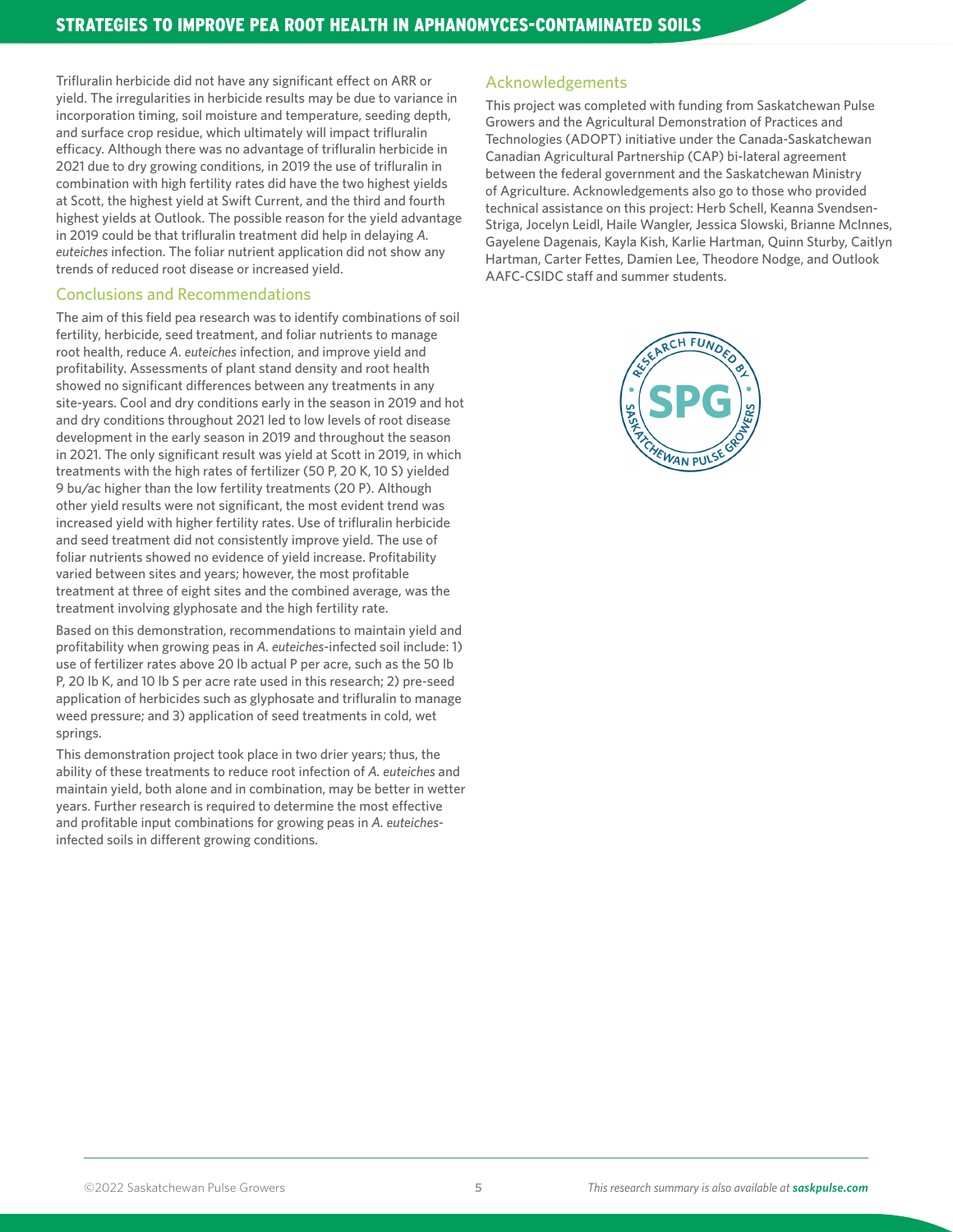Trifluralin herbicide did not have any significant effect on ARR or yield. The irregularities in herbicide results may be due to variance in incorporation timing, soil moisture and temperature, seeding depth, and surface crop residue, which ultimately will impact trifluralin efficacy. Although there was no advantage of trifluralin herbicide in 2021 due to dry growing conditions, in 2019 the use of trifluralin in combination with high fertility rates did have the two highest yields at Scott, the highest yield at Swift Current, and the third and fourth highest yields at Outlook. The possible reason for the yield advantage in 2019 could be that trifluralin treatment did help in delaying *A. euteiches* infection. The foliar nutrient application did not show any trends of reduced root disease or increased yield.

## Conclusions and Recommendations

The aim of this field pea research was to identify combinations of soil fertility, herbicide, seed treatment, and foliar nutrients to manage root health, reduce *A. euteiches* infection, and improve yield and profitability. Assessments of plant stand density and root health showed no significant differences between any treatments in any site-years. Cool and dry conditions early in the season in 2019 and hot and dry conditions throughout 2021 led to low levels of root disease development in the early season in 2019 and throughout the season in 2021. The only significant result was yield at Scott in 2019, in which treatments with the high rates of fertilizer (50 P, 20 K, 10 S) yielded 9 bu/ac higher than the low fertility treatments (20 P). Although other yield results were not significant, the most evident trend was increased yield with higher fertility rates. Use of trifluralin herbicide and seed treatment did not consistently improve yield. The use of foliar nutrients showed no evidence of yield increase. Profitability varied between sites and years; however, the most profitable treatment at three of eight sites and the combined average, was the treatment involving glyphosate and the high fertility rate.

Based on this demonstration, recommendations to maintain yield and profitability when growing peas in *A. euteiches*-infected soil include: 1) use of fertilizer rates above 20 lb actual P per acre, such as the 50 lb P, 20 lb K, and 10 lb S per acre rate used in this research; 2) pre-seed application of herbicides such as glyphosate and trifluralin to manage weed pressure; and 3) application of seed treatments in cold, wet springs.

This demonstration project took place in two drier years; thus, the ability of these treatments to reduce root infection of *A. euteiches* and maintain yield, both alone and in combination, may be better in wetter years. Further research is required to determine the most effective and profitable input combinations for growing peas in *A. euteiches*-infected soils in different growing conditions.

## Acknowledgements

This project was completed with funding from Saskatchewan Pulse Growers and the Agricultural Demonstration of Practices and Technologies (ADOPT) initiative under the Canada-Saskatchewan Canadian Agricultural Partnership (CAP) bi-lateral agreement between the federal government and the Saskatchewan Ministry of Agriculture. Acknowledgements also go to those who provided technical assistance on this project: Herb Schell, Keanna Svendsen-Striga, Jocelyn Leidl, Haile Wangler, Jessica Slowski, Brianne McInnes, Gayelene Dagenais, Kayla Kish, Karlie Hartman, Quinn Sturby, Caitlyn Hartman, Carter Fettes, Damien Lee, Theodore Nodge, and Outlook AAFC-CSIDC staff and summer students.

RESEARCH FUNDED BY SPG SASKATCHEWAN PULSE GROWERS

©2022 Saskatchewan Pulse Growers

*This research summary is also available at* ***saskpulse.com***